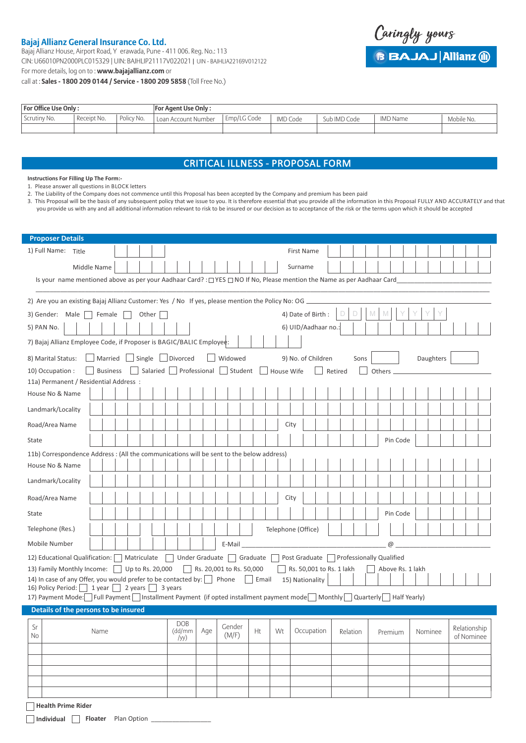**Bajaj Allianz General Insurance Co. Ltd.**
Bajaj Allianz House, Airport Road, Yerawada, Pune - 411 006. Reg. No.: 113
CIN: U66010PN2000PLC015329 | UIN: BAJHLIP21117V022021 | UIN - BAJHLIA22169V012122
For more details, log on to : **www.bajajallianz.com** or
call at : **Sales - 1800 209 0144 / Service - 1800 209 5858** (Toll Free No.)

Caringly yours
BAJAJ | Allianz

| For Office Use Only : | | | For Agent Use Only : | | | | | |
|---|---|---|---|---|---|---|---|---|
| Scrutiny No. | Receipt No. | Policy No. | Loan Account Number | Emp/LG Code | IMD Code | Sub IMD Code | IMD Name | Mobile No. |
| | | | | | | | | |

# CRITICAL ILLNESS - PROPOSAL FORM

**Instructions For Filling Up The Form:-**

1. Please answer all questions in BLOCK letters
2. The Liability of the Company does not commence until this Proposal has been accepted by the Company and premium has been paid
3. This Proposal will be the basis of any subsequent policy that we issue to you. It is therefore essential that you provide all the information in this Proposal FULLY AND ACCURATELY and that you provide us with any and all additional information relevant to risk to be insured or our decision as to acceptance of the risk or the terms upon which it should be accepted

## Proposer Details

1) Full Name: Title ______ First Name ______
Middle Name ______ Surname ______
Is your name mentioned above as per your Aadhaar Card? : ☐ YES ☐ NO If No, Please mention the Name as per Aadhaar Card______

2) Are you an existing Bajaj Allianz Customer: Yes / No If yes, please mention the Policy No: OG ______

3) Gender: Male ☐ Female ☐ Other ☐ 4) Date of Birth : D D M M Y Y Y Y

5) PAN No. ______ 6) UID/Aadhaar no.: ______

7) Bajaj Allianz Employee Code, if Proposer is BAGIC/BALIC Employee: ______

8) Marital Status: ☐ Married ☐ Single ☐ Divorced ☐ Widowed 9) No. of Children Sons ☐ Daughters ☐

10) Occupation : ☐ Business ☐ Salaried ☐ Professional ☐ Student ☐ House Wife ☐ Retired ☐ Others ______

11a) Permanent / Residential Address :
House No & Name ______
Landmark/Locality ______
Road/Area Name ______ City ______
State ______ Pin Code ______

11b) Correspondence Address : (All the communications will be sent to the below address)
House No & Name ______
Landmark/Locality ______
Road/Area Name ______ City ______
State ______ Pin Code ______
Telephone (Res.) ______ Telephone (Office) ______
Mobile Number ______ E-Mail ______ @ ______

12) Educational Qualification: ☐ Matriculate ☐ Under Graduate ☐ Graduate ☐ Post Graduate ☐ Professionally Qualified

13) Family Monthly Income: ☐ Up to Rs. 20,000 ☐ Rs. 20,001 to Rs. 50,000 ☐ Rs. 50,001 to Rs. 1 lakh ☐ Above Rs. 1 lakh

14) In case of any Offer, you would prefer to be contacted by: ☐ Phone ☐ Email 15) Nationality ______

16) Policy Period: ☐ 1 year ☐ 2 years ☐ 3 years

17) Payment Mode: ☐ Full Payment ☐ Installment Payment (if opted installment payment mode ☐ Monthly ☐ Quarterly ☐ Half Yearly)

## Details of the persons to be insured

| Sr No | Name | DOB (dd/mm /yy) | Age | Gender (M/F) | Ht | Wt | Occupation | Relation | Premium | Nominee | Relationship of Nominee |
|---|---|---|---|---|---|---|---|---|---|---|---|
| | | | | | | | | | | | |
| | | | | | | | | | | | |
| | | | | | | | | | | | |
| | | | | | | | | | | | |
| | | | | | | | | | | | |

☐ **Health Prime Rider**

☐ **Individual** ☐ **Floater** Plan Option ______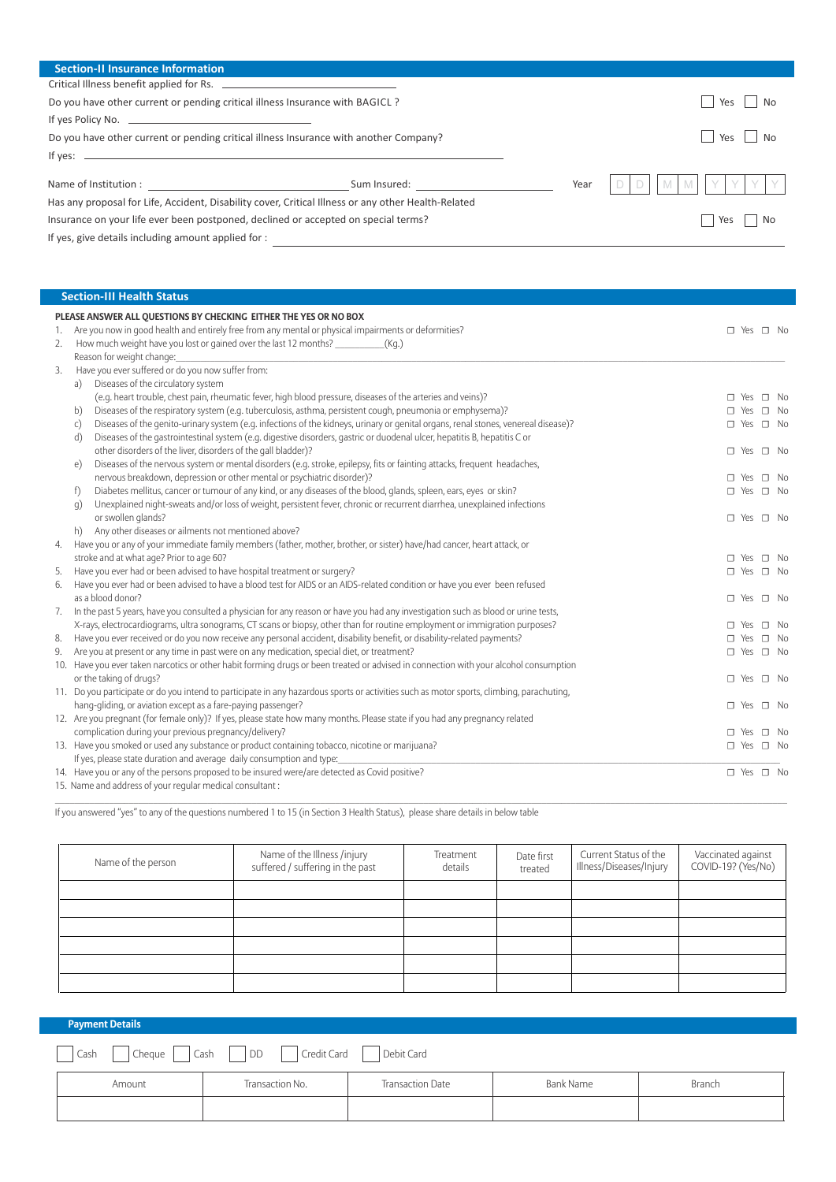## Section-II Insurance Information

Critical Illness benefit applied for Rs. ______________________

Do you have other current or pending critical illness Insurance with BAGICL ? ☐ Yes ☐ No

If yes Policy No. ______________________

Do you have other current or pending critical illness Insurance with another Company? ☐ Yes ☐ No

If yes: ______________________

Name of Institution : ______________________ Sum Insured: ______________________ Year D D M M Y Y Y Y

Has any proposal for Life, Accident, Disability cover, Critical Illness or any other Health-Related Insurance on your life ever been postponed, declined or accepted on special terms? ☐ Yes ☐ No

If yes, give details including amount applied for : ______________________

## Section-III Health Status

**PLEASE ANSWER ALL QUESTIONS BY CHECKING EITHER THE YES OR NO BOX**

1. Are you now in good health and entirely free from any mental or physical impairments or deformities? ☐ Yes ☐ No
2. How much weight have you lost or gained over the last 12 months? __________(Kg.)
   Reason for weight change: ______________________
3. Have you ever suffered or do you now suffer from:
   a) Diseases of the circulatory system
      (e.g. heart trouble, chest pain, rheumatic fever, high blood pressure, diseases of the arteries and veins)? ☐ Yes ☐ No
   b) Diseases of the respiratory system (e.g. tuberculosis, asthma, persistent cough, pneumonia or emphysema)? ☐ Yes ☐ No
   c) Diseases of the genito-urinary system (e.g. infections of the kidneys, urinary or genital organs, renal stones, venereal disease)? ☐ Yes ☐ No
   d) Diseases of the gastrointestinal system (e.g. digestive disorders, gastric or duodenal ulcer, hepatitis B, hepatitis C or other disorders of the liver, disorders of the gall bladder)? ☐ Yes ☐ No
   e) Diseases of the nervous system or mental disorders (e.g. stroke, epilepsy, fits or fainting attacks, frequent headaches, nervous breakdown, depression or other mental or psychiatric disorder)? ☐ Yes ☐ No
   f) Diabetes mellitus, cancer or tumour of any kind, or any diseases of the blood, glands, spleen, ears, eyes or skin? ☐ Yes ☐ No
   g) Unexplained night-sweats and/or loss of weight, persistent fever, chronic or recurrent diarrhea, unexplained infections or swollen glands? ☐ Yes ☐ No
   h) Any other diseases or ailments not mentioned above?
4. Have you or any of your immediate family members (father, mother, brother, or sister) have/had cancer, heart attack, or stroke and at what age? Prior to age 60? ☐ Yes ☐ No
5. Have you ever had or been advised to have hospital treatment or surgery? ☐ Yes ☐ No
6. Have you ever had or been advised to have a blood test for AIDS or an AIDS-related condition or have you ever been refused as a blood donor? ☐ Yes ☐ No
7. In the past 5 years, have you consulted a physician for any reason or have you had any investigation such as blood or urine tests, X-rays, electrocardiograms, ultra sonograms, CT scans or biopsy, other than for routine employment or immigration purposes? ☐ Yes ☐ No
8. Have you ever received or do you now receive any personal accident, disability benefit, or disability-related payments? ☐ Yes ☐ No
9. Are you at present or any time in past were on any medication, special diet, or treatment? ☐ Yes ☐ No
10. Have you ever taken narcotics or other habit forming drugs or been treated or advised in connection with your alcohol consumption or the taking of drugs? ☐ Yes ☐ No
11. Do you participate or do you intend to participate in any hazardous sports or activities such as motor sports, climbing, parachuting, hang-gliding, or aviation except as a fare-paying passenger? ☐ Yes ☐ No
12. Are you pregnant (for female only)? If yes, please state how many months. Please state if you had any pregnancy related complication during your previous pregnancy/delivery? ☐ Yes ☐ No
13. Have you smoked or used any substance or product containing tobacco, nicotine or marijuana? ☐ Yes ☐ No
    If yes, please state duration and average daily consumption and type: ______________________
14. Have you or any of the persons proposed to be insured were/are detected as Covid positive? ☐ Yes ☐ No
15. Name and address of your regular medical consultant :

If you answered "yes" to any of the questions numbered 1 to 15 (in Section 3 Health Status), please share details in below table

| Name of the person | Name of the Illness /injury suffered / suffering in the past | Treatment details | Date first treated | Current Status of the Illness/Diseases/Injury | Vaccinated against COVID-19? (Yes/No) |
|---|---|---|---|---|---|
| | | | | | |
| | | | | | |
| | | | | | |
| | | | | | |
| | | | | | |
| | | | | | |

## Payment Details

☐ Cash ☐ Cheque ☐ Cash ☐ DD ☐ Credit Card ☐ Debit Card

| Amount | Transaction No. | Transaction Date | Bank Name | Branch |
|---|---|---|---|---|
| | | | | |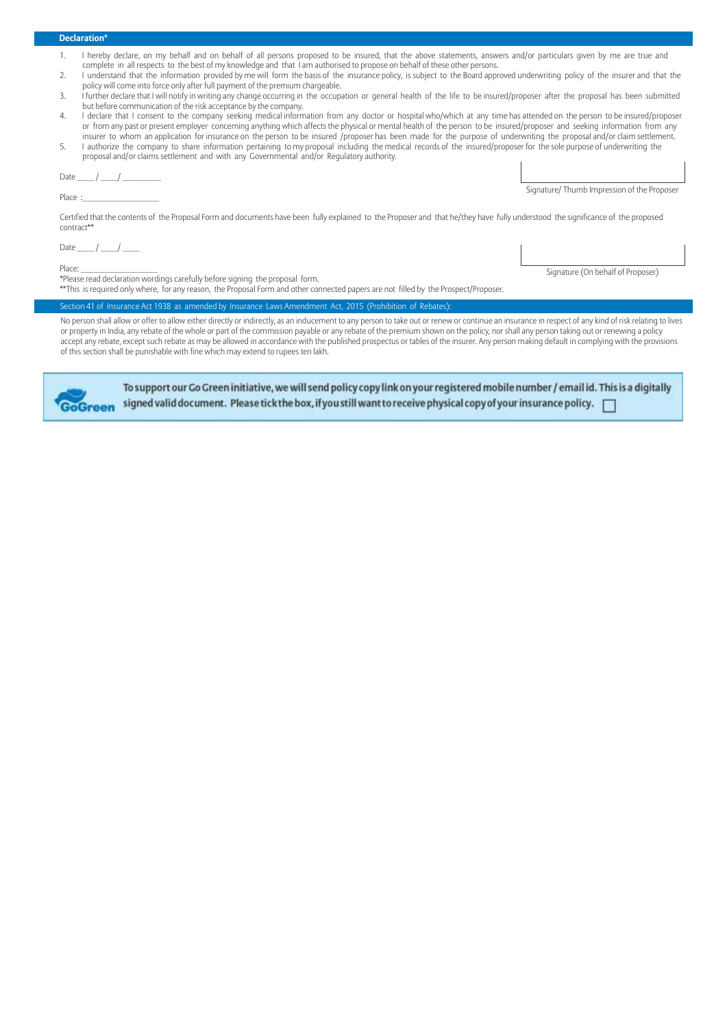## Declaration*

1. I hereby declare, on my behalf and on behalf of all persons proposed to be insured, that the above statements, answers and/or particulars given by me are true and complete in all respects to the best of my knowledge and that I am authorised to propose on behalf of these other persons.
2. I understand that the information provided by me will form the basis of the insurance policy, is subject to the Board approved underwriting policy of the insurer and that the policy will come into force only after full payment of the premium chargeable.
3. I further declare that I will notify in writing any change occurring in the occupation or general health of the life to be insured/proposer after the proposal has been submitted but before communication of the risk acceptance by the company.
4. I declare that I consent to the company seeking medical information from any doctor or hospital who/which at any time has attended on the person to be insured/proposer or from any past or present employer concerning anything which affects the physical or mental health of the person to be insured/proposer and seeking information from any insurer to whom an application for insurance on the person to be insured /proposer has been made for the purpose of underwriting the proposal and/or claim settlement.
5. I authorize the company to share information pertaining to my proposal including the medical records of the insured/proposer for the sole purpose of underwriting the proposal and/or claims settlement and with any Governmental and/or Regulatory authority.

Date ____/ ____/ _________

Place :__________________

Signature/ Thumb Impression of the Proposer

Certified that the contents of the Proposal Form and documents have been fully explained to the Proposer and that he/they have fully understood the significance of the proposed contract**

Date ____/ ____/ ____

Place: __________________

Signature (On behalf of Proposer)

*Please read declaration wordings carefully before signing the proposal form.

**This is required only where, for any reason, the Proposal Form and other connected papers are not filled by the Prospect/Proposer.

## Section 41 of Insurance Act 1938 as amended by Insurance Laws Amendment Act, 2015 (Prohibition of Rebates):

No person shall allow or offer to allow either directly or indirectly, as an inducement to any person to take out or renew or continue an insurance in respect of any kind of risk relating to lives or property in India, any rebate of the whole or part of the commission payable or any rebate of the premium shown on the policy, nor shall any person taking out or renewing a policy accept any rebate, except such rebate as may be allowed in accordance with the published prospectus or tables of the insurer. Any person making default in complying with the provisions of this section shall be punishable with fine which may extend to rupees ten lakh.

GoGreen

**To support our Go Green initiative, we will send policy copy link on your registered mobile number / email id. This is a digitally signed valid document. Please tick the box, if you still want to receive physical copy of your insurance policy.** ☐